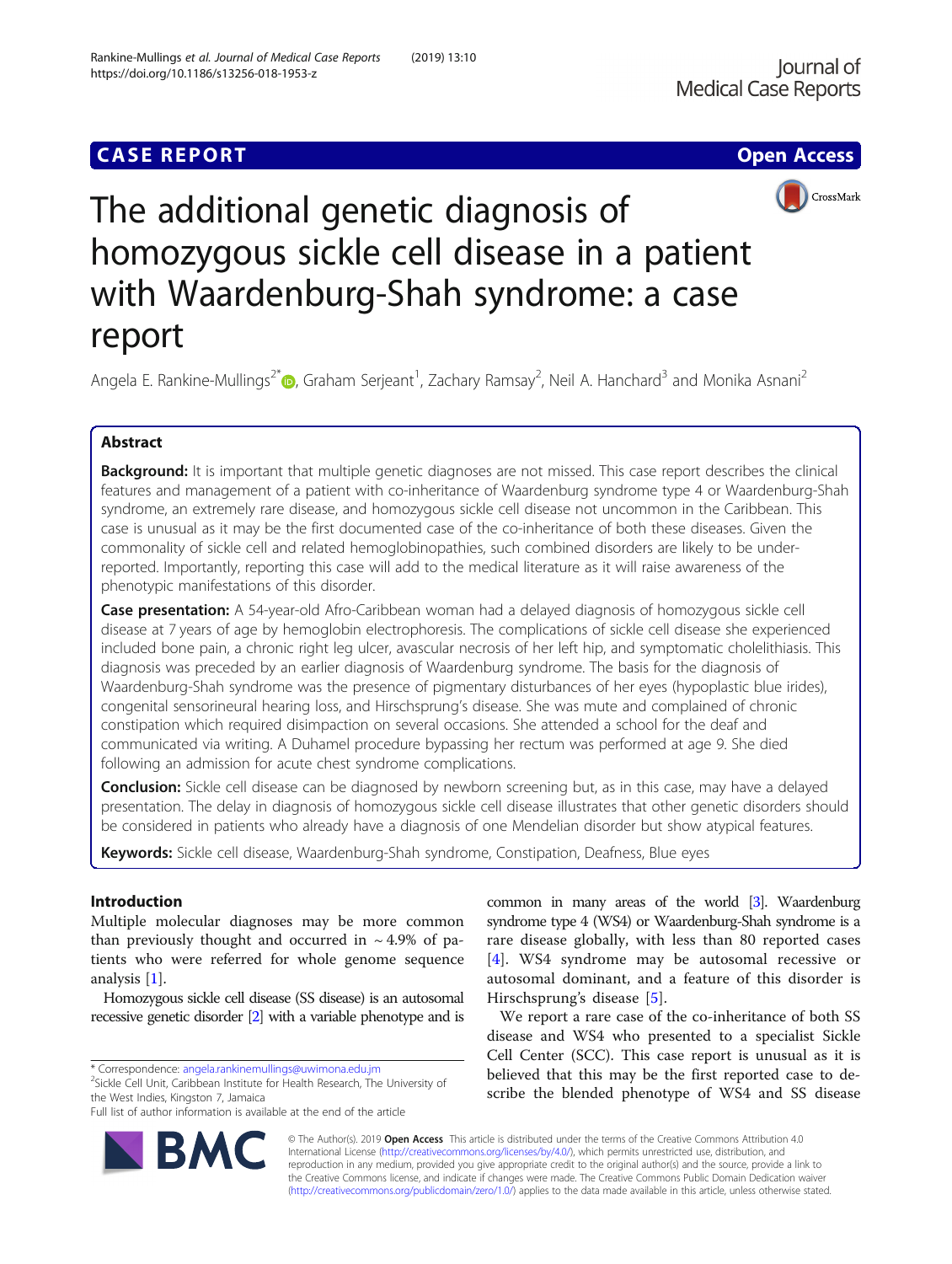CASE REPORT

Open Access

# The additional genetic diagnosis of homozygous sickle cell disease in a patient with Waardenburg-Shah syndrome: a case report

Angela E. Rankine-Mullings[2*], Graham Serjeant[1], Zachary Ramsay[2], Neil A. Hanchard[3] and Monika Asnani[2]

## Abstract

**Background:** It is important that multiple genetic diagnoses are not missed. This case report describes the clinical features and management of a patient with co-inheritance of Waardenburg syndrome type 4 or Waardenburg-Shah syndrome, an extremely rare disease, and homozygous sickle cell disease not uncommon in the Caribbean. This case is unusual as it may be the first documented case of the co-inheritance of both these diseases. Given the commonality of sickle cell and related hemoglobinopathies, such combined disorders are likely to be under-reported. Importantly, reporting this case will add to the medical literature as it will raise awareness of the phenotypic manifestations of this disorder.

**Case presentation:** A 54-year-old Afro-Caribbean woman had a delayed diagnosis of homozygous sickle cell disease at 7 years of age by hemoglobin electrophoresis. The complications of sickle cell disease she experienced included bone pain, a chronic right leg ulcer, avascular necrosis of her left hip, and symptomatic cholelithiasis. This diagnosis was preceded by an earlier diagnosis of Waardenburg syndrome. The basis for the diagnosis of Waardenburg-Shah syndrome was the presence of pigmentary disturbances of her eyes (hypoplastic blue irides), congenital sensorineural hearing loss, and Hirschsprung's disease. She was mute and complained of chronic constipation which required disimpaction on several occasions. She attended a school for the deaf and communicated via writing. A Duhamel procedure bypassing her rectum was performed at age 9. She died following an admission for acute chest syndrome complications.

**Conclusion:** Sickle cell disease can be diagnosed by newborn screening but, as in this case, may have a delayed presentation. The delay in diagnosis of homozygous sickle cell disease illustrates that other genetic disorders should be considered in patients who already have a diagnosis of one Mendelian disorder but show atypical features.

**Keywords:** Sickle cell disease, Waardenburg-Shah syndrome, Constipation, Deafness, Blue eyes

## Introduction

Multiple molecular diagnoses may be more common than previously thought and occurred in ~ 4.9% of patients who were referred for whole genome sequence analysis [1].

Homozygous sickle cell disease (SS disease) is an autosomal recessive genetic disorder [2] with a variable phenotype and is common in many areas of the world [3]. Waardenburg syndrome type 4 (WS4) or Waardenburg-Shah syndrome is a rare disease globally, with less than 80 reported cases [4]. WS4 syndrome may be autosomal recessive or autosomal dominant, and a feature of this disorder is Hirschsprung's disease [5].

We report a rare case of the co-inheritance of both SS disease and WS4 who presented to a specialist Sickle Cell Center (SCC). This case report is unusual as it is believed that this may be the first reported case to describe the blended phenotype of WS4 and SS disease

\* Correspondence: angela.rankinemullings@uwimona.edu.jm
[2]Sickle Cell Unit, Caribbean Institute for Health Research, The University of the West Indies, Kingston 7, Jamaica
Full list of author information is available at the end of the article

© The Author(s). 2019 **Open Access** This article is distributed under the terms of the Creative Commons Attribution 4.0 International License (http://creativecommons.org/licenses/by/4.0/), which permits unrestricted use, distribution, and reproduction in any medium, provided you give appropriate credit to the original author(s) and the source, provide a link to the Creative Commons license, and indicate if changes were made. The Creative Commons Public Domain Dedication waiver (http://creativecommons.org/publicdomain/zero/1.0/) applies to the data made available in this article, unless otherwise stated.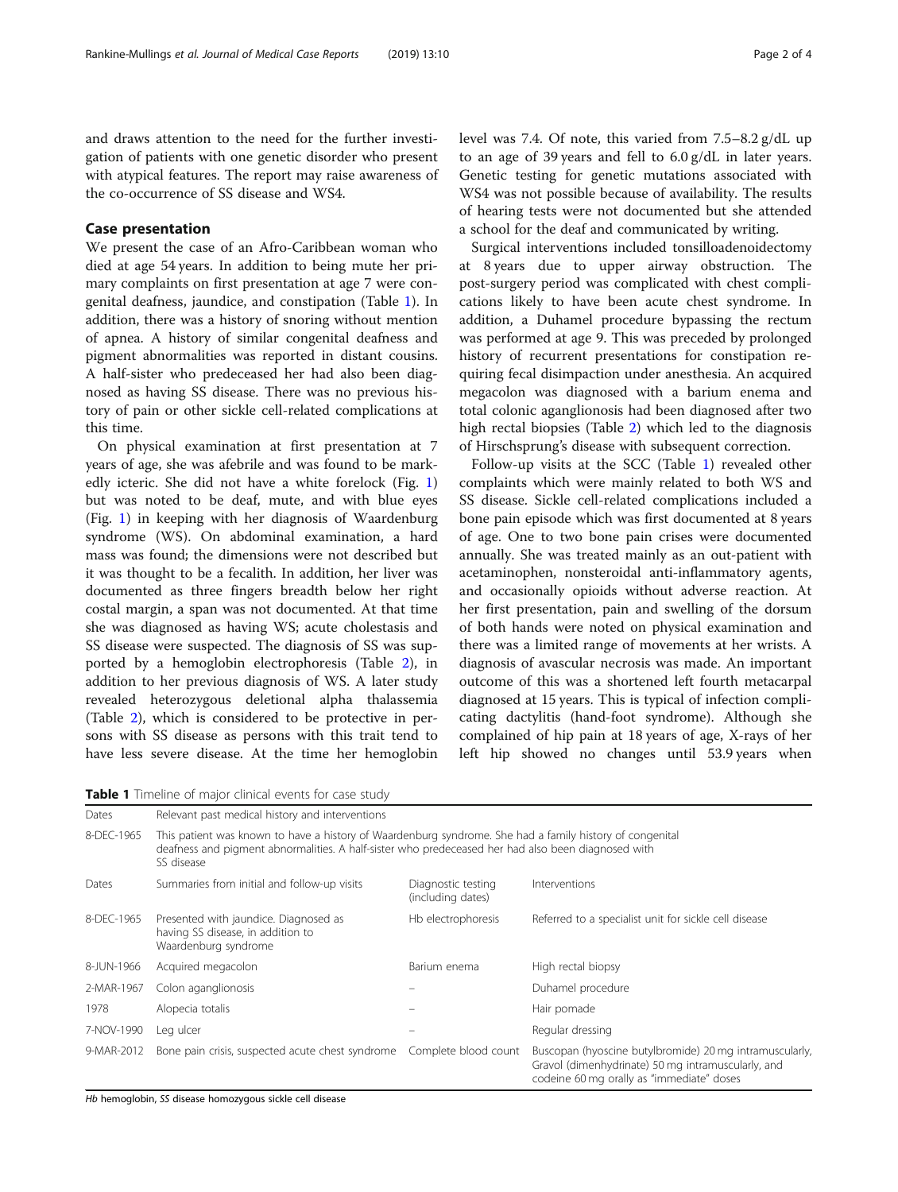and draws attention to the need for the further investigation of patients with one genetic disorder who present with atypical features. The report may raise awareness of the co-occurrence of SS disease and WS4.

## Case presentation

We present the case of an Afro-Caribbean woman who died at age 54 years. In addition to being mute her primary complaints on first presentation at age 7 were congenital deafness, jaundice, and constipation (Table 1). In addition, there was a history of snoring without mention of apnea. A history of similar congenital deafness and pigment abnormalities was reported in distant cousins. A half-sister who predeceased her had also been diagnosed as having SS disease. There was no previous history of pain or other sickle cell-related complications at this time.

On physical examination at first presentation at 7 years of age, she was afebrile and was found to be markedly icteric. She did not have a white forelock (Fig. 1) but was noted to be deaf, mute, and with blue eyes (Fig. 1) in keeping with her diagnosis of Waardenburg syndrome (WS). On abdominal examination, a hard mass was found; the dimensions were not described but it was thought to be a fecalith. In addition, her liver was documented as three fingers breadth below her right costal margin, a span was not documented. At that time she was diagnosed as having WS; acute cholestasis and SS disease were suspected. The diagnosis of SS was supported by a hemoglobin electrophoresis (Table 2), in addition to her previous diagnosis of WS. A later study revealed heterozygous deletional alpha thalassemia (Table 2), which is considered to be protective in persons with SS disease as persons with this trait tend to have less severe disease. At the time her hemoglobin level was 7.4. Of note, this varied from 7.5–8.2 g/dL up to an age of 39 years and fell to 6.0 g/dL in later years. Genetic testing for genetic mutations associated with WS4 was not possible because of availability. The results of hearing tests were not documented but she attended a school for the deaf and communicated by writing.

Surgical interventions included tonsilloadenoidectomy at 8 years due to upper airway obstruction. The post-surgery period was complicated with chest complications likely to have been acute chest syndrome. In addition, a Duhamel procedure bypassing the rectum was performed at age 9. This was preceded by prolonged history of recurrent presentations for constipation requiring fecal disimpaction under anesthesia. An acquired megacolon was diagnosed with a barium enema and total colonic aganglionosis had been diagnosed after two high rectal biopsies (Table 2) which led to the diagnosis of Hirschsprung's disease with subsequent correction.

Follow-up visits at the SCC (Table 1) revealed other complaints which were mainly related to both WS and SS disease. Sickle cell-related complications included a bone pain episode which was first documented at 8 years of age. One to two bone pain crises were documented annually. She was treated mainly as an out-patient with acetaminophen, nonsteroidal anti-inflammatory agents, and occasionally opioids without adverse reaction. At her first presentation, pain and swelling of the dorsum of both hands were noted on physical examination and there was a limited range of movements at her wrists. A diagnosis of avascular necrosis was made. An important outcome of this was a shortened left fourth metacarpal diagnosed at 15 years. This is typical of infection complicating dactylitis (hand-foot syndrome). Although she complained of hip pain at 18 years of age, X-rays of her left hip showed no changes until 53.9 years when

**Table 1** Timeline of major clinical events for case study

| Dates | Relevant past medical history and interventions | | |
|---|---|---|---|
| 8-DEC-1965 | This patient was known to have a history of Waardenburg syndrome. She had a family history of congenital deafness and pigment abnormalities. A half-sister who predeceased her had also been diagnosed with SS disease | | |
| Dates | Summaries from initial and follow-up visits | Diagnostic testing (including dates) | Interventions |
| 8-DEC-1965 | Presented with jaundice. Diagnosed as having SS disease, in addition to Waardenburg syndrome | Hb electrophoresis | Referred to a specialist unit for sickle cell disease |
| 8-JUN-1966 | Acquired megacolon | Barium enema | High rectal biopsy |
| 2-MAR-1967 | Colon aganglionosis | – | Duhamel procedure |
| 1978 | Alopecia totalis | – | Hair pomade |
| 7-NOV-1990 | Leg ulcer | – | Regular dressing |
| 9-MAR-2012 | Bone pain crisis, suspected acute chest syndrome | Complete blood count | Buscopan (hyoscine butylbromide) 20 mg intramuscularly, Gravol (dimenhydrinate) 50 mg intramuscularly, and codeine 60 mg orally as "immediate" doses |

*Hb* hemoglobin, *SS* disease homozygous sickle cell disease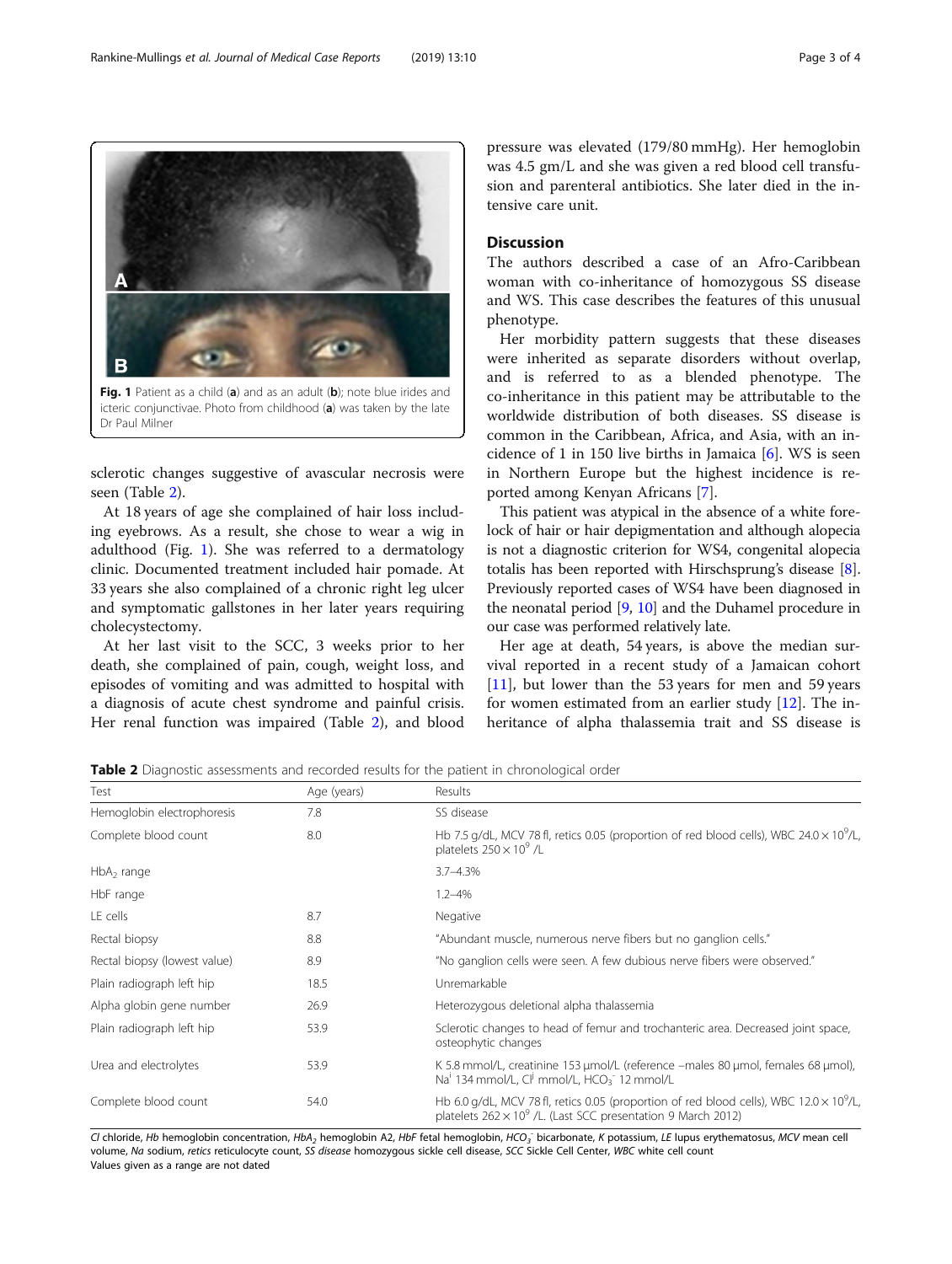Fig. 1 Patient as a child (**a**) and as an adult (**b**); note blue irides and icteric conjunctivae. Photo from childhood (**a**) was taken by the late Dr Paul Milner

sclerotic changes suggestive of avascular necrosis were seen (Table 2).

At 18 years of age she complained of hair loss including eyebrows. As a result, she chose to wear a wig in adulthood (Fig. 1). She was referred to a dermatology clinic. Documented treatment included hair pomade. At 33 years she also complained of a chronic right leg ulcer and symptomatic gallstones in her later years requiring cholecystectomy.

At her last visit to the SCC, 3 weeks prior to her death, she complained of pain, cough, weight loss, and episodes of vomiting and was admitted to hospital with a diagnosis of acute chest syndrome and painful crisis. Her renal function was impaired (Table 2), and blood pressure was elevated (179/80 mmHg). Her hemoglobin was 4.5 gm/L and she was given a red blood cell transfusion and parenteral antibiotics. She later died in the intensive care unit.

## Discussion

The authors described a case of an Afro-Caribbean woman with co-inheritance of homozygous SS disease and WS. This case describes the features of this unusual phenotype.

Her morbidity pattern suggests that these diseases were inherited as separate disorders without overlap, and is referred to as a blended phenotype. The co-inheritance in this patient may be attributable to the worldwide distribution of both diseases. SS disease is common in the Caribbean, Africa, and Asia, with an incidence of 1 in 150 live births in Jamaica [6]. WS is seen in Northern Europe but the highest incidence is reported among Kenyan Africans [7].

This patient was atypical in the absence of a white forelock of hair or hair depigmentation and although alopecia is not a diagnostic criterion for WS4, congenital alopecia totalis has been reported with Hirschsprung's disease [8]. Previously reported cases of WS4 have been diagnosed in the neonatal period [9, 10] and the Duhamel procedure in our case was performed relatively late.

Her age at death, 54 years, is above the median survival reported in a recent study of a Jamaican cohort [11], but lower than the 53 years for men and 59 years for women estimated from an earlier study [12]. The inheritance of alpha thalassemia trait and SS disease is

**Table 2** Diagnostic assessments and recorded results for the patient in chronological order

| Test | Age (years) | Results |
|---|---|---|
| Hemoglobin electrophoresis | 7.8 | SS disease |
| Complete blood count | 8.0 | Hb 7.5 g/dL, MCV 78 fl, retics 0.05 (proportion of red blood cells), WBC $24.0 \times 10^9$/L, platelets $250 \times 10^9$ /L |
| $HbA_2$ range | | 3.7–4.3% |
| HbF range | | 1.2–4% |
| LE cells | 8.7 | Negative |
| Rectal biopsy | 8.8 | "Abundant muscle, numerous nerve fibers but no ganglion cells." |
| Rectal biopsy (lowest value) | 8.9 | "No ganglion cells were seen. A few dubious nerve fibers were observed." |
| Plain radiograph left hip | 18.5 | Unremarkable |
| Alpha globin gene number | 26.9 | Heterozygous deletional alpha thalassemia |
| Plain radiograph left hip | 53.9 | Sclerotic changes to head of femur and trochanteric area. Decreased joint space, osteophytic changes |
| Urea and electrolytes | 53.9 | K 5.8 mmol/L, creatinine 153 μmol/L (reference –males 80 μmol, females 68 μmol), $Na^{I}$ 134 mmol/L, $Cl^{I}$ mmol/L, $HCO_3^-$ 12 mmol/L |
| Complete blood count | 54.0 | Hb 6.0 g/dL, MCV 78 fl, retics 0.05 (proportion of red blood cells), WBC $12.0 \times 10^9$/L, platelets $262 \times 10^9$ /L. (Last SCC presentation 9 March 2012) |

*Cl* chloride, *Hb* hemoglobin concentration, *$HbA_2$* hemoglobin A2, *HbF* fetal hemoglobin, *$HCO_3^-$* bicarbonate, *K* potassium, *LE* lupus erythematosus, *MCV* mean cell volume, *Na* sodium, *retics* reticulocyte count, *SS disease* homozygous sickle cell disease, *SCC* Sickle Cell Center, *WBC* white cell count
Values given as a range are not dated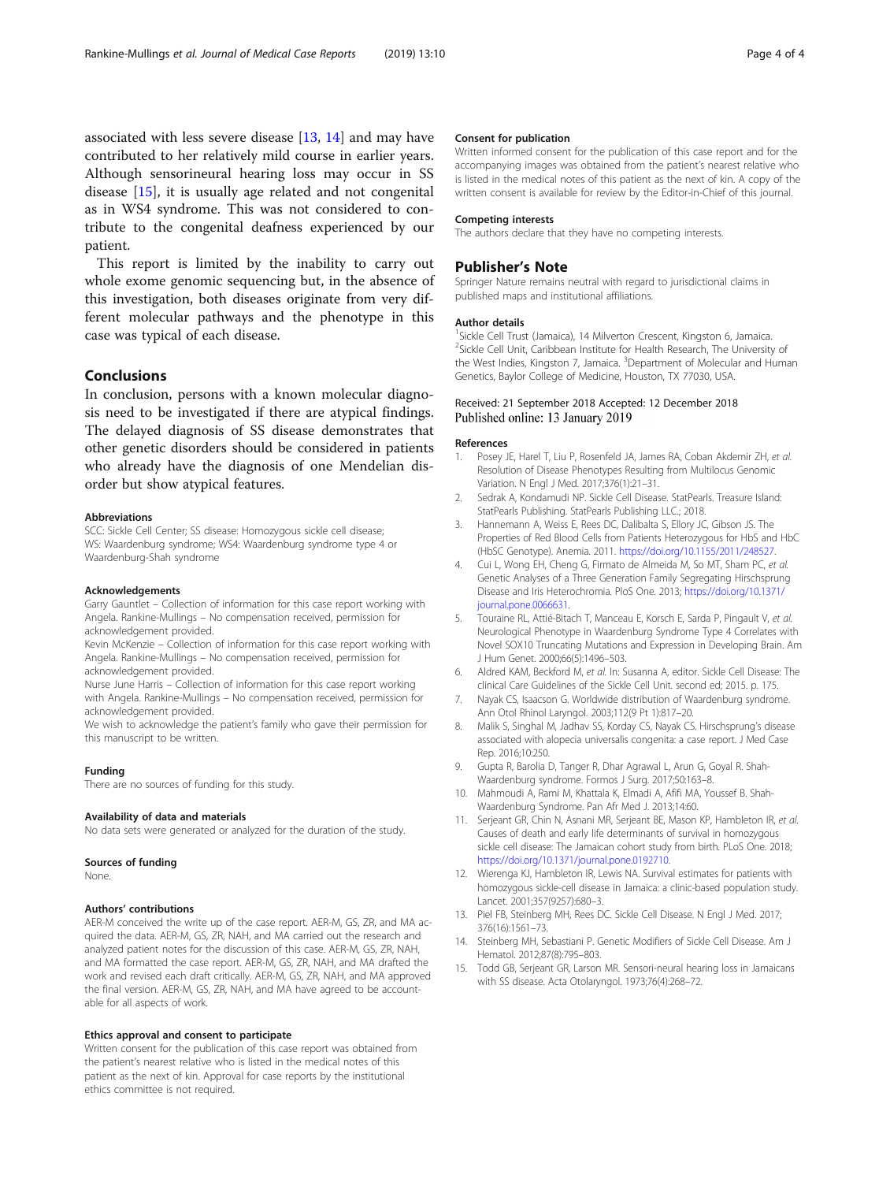associated with less severe disease [13, 14] and may have contributed to her relatively mild course in earlier years. Although sensorineural hearing loss may occur in SS disease [15], it is usually age related and not congenital as in WS4 syndrome. This was not considered to contribute to the congenital deafness experienced by our patient.

This report is limited by the inability to carry out whole exome genomic sequencing but, in the absence of this investigation, both diseases originate from very different molecular pathways and the phenotype in this case was typical of each disease.

## Conclusions

In conclusion, persons with a known molecular diagnosis need to be investigated if there are atypical findings. The delayed diagnosis of SS disease demonstrates that other genetic disorders should be considered in patients who already have the diagnosis of one Mendelian disorder but show atypical features.

#### Abbreviations

SCC: Sickle Cell Center; SS disease: Homozygous sickle cell disease; WS: Waardenburg syndrome; WS4: Waardenburg syndrome type 4 or Waardenburg-Shah syndrome

#### Acknowledgements

Garry Gauntlet – Collection of information for this case report working with Angela. Rankine-Mullings – No compensation received, permission for acknowledgement provided.

Kevin McKenzie – Collection of information for this case report working with Angela. Rankine-Mullings – No compensation received, permission for acknowledgement provided.

Nurse June Harris – Collection of information for this case report working with Angela. Rankine-Mullings – No compensation received, permission for acknowledgement provided.

We wish to acknowledge the patient's family who gave their permission for this manuscript to be written.

#### Funding

There are no sources of funding for this study.

#### Availability of data and materials

No data sets were generated or analyzed for the duration of the study.

#### Sources of funding

None.

#### Authors' contributions

AER-M conceived the write up of the case report. AER-M, GS, ZR, and MA acquired the data. AER-M, GS, ZR, NAH, and MA carried out the research and analyzed patient notes for the discussion of this case. AER-M, GS, ZR, NAH, and MA formatted the case report. AER-M, GS, ZR, NAH, and MA drafted the work and revised each draft critically. AER-M, GS, ZR, NAH, and MA approved the final version. AER-M, GS, ZR, NAH, and MA have agreed to be accountable for all aspects of work.

#### Ethics approval and consent to participate

Written consent for the publication of this case report was obtained from the patient's nearest relative who is listed in the medical notes of this patient as the next of kin. Approval for case reports by the institutional ethics committee is not required.

#### Consent for publication

Written informed consent for the publication of this case report and for the accompanying images was obtained from the patient's nearest relative who is listed in the medical notes of this patient as the next of kin. A copy of the written consent is available for review by the Editor-in-Chief of this journal.

#### Competing interests

The authors declare that they have no competing interests.

## Publisher's Note

Springer Nature remains neutral with regard to jurisdictional claims in published maps and institutional affiliations.

#### Author details

[1]Sickle Cell Trust (Jamaica), 14 Milverton Crescent, Kingston 6, Jamaica. [2]Sickle Cell Unit, Caribbean Institute for Health Research, The University of the West Indies, Kingston 7, Jamaica. [3]Department of Molecular and Human Genetics, Baylor College of Medicine, Houston, TX 77030, USA.

Received: 21 September 2018 Accepted: 12 December 2018
Published online: 13 January 2019

#### References

1. Posey JE, Harel T, Liu P, Rosenfeld JA, James RA, Coban Akdemir ZH, et al. Resolution of Disease Phenotypes Resulting from Multilocus Genomic Variation. N Engl J Med. 2017;376(1):21–31.
2. Sedrak A, Kondamudi NP. Sickle Cell Disease. StatPearls. Treasure Island: StatPearls Publishing. StatPearls Publishing LLC.; 2018.
3. Hannemann A, Weiss E, Rees DC, Dalibalta S, Ellory JC, Gibson JS. The Properties of Red Blood Cells from Patients Heterozygous for HbS and HbC (HbSC Genotype). Anemia. 2011. https://doi.org/10.1155/2011/248527.
4. Cui L, Wong EH, Cheng G, Firmato de Almeida M, So MT, Sham PC, et al. Genetic Analyses of a Three Generation Family Segregating Hirschsprung Disease and Iris Heterochromia. PloS One. 2013; https://doi.org/10.1371/journal.pone.0066631.
5. Touraine RL, Attié-Bitach T, Manceau E, Korsch E, Sarda P, Pingault V, et al. Neurological Phenotype in Waardenburg Syndrome Type 4 Correlates with Novel SOX10 Truncating Mutations and Expression in Developing Brain. Am J Hum Genet. 2000;66(5):1496–503.
6. Aldred KAM, Beckford M, et al. In: Susanna A, editor. Sickle Cell Disease: The clinical Care Guidelines of the Sickle Cell Unit. second ed; 2015. p. 175.
7. Nayak CS, Isaacson G. Worldwide distribution of Waardenburg syndrome. Ann Otol Rhinol Laryngol. 2003;112(9 Pt 1):817–20.
8. Malik S, Singhal M, Jadhav SS, Korday CS, Nayak CS. Hirschsprung's disease associated with alopecia universalis congenita: a case report. J Med Case Rep. 2016;10:250.
9. Gupta R, Barolia D, Tanger R, Dhar Agrawal L, Arun G, Goyal R. Shah-Waardenburg syndrome. Formos J Surg. 2017;50:163–8.
10. Mahmoudi A, Rami M, Khattala K, Elmadi A, Afifi MA, Youssef B. Shah-Waardenburg Syndrome. Pan Afr Med J. 2013;14:60.
11. Serjeant GR, Chin N, Asnani MR, Serjeant BE, Mason KP, Hambleton IR, et al. Causes of death and early life determinants of survival in homozygous sickle cell disease: The Jamaican cohort study from birth. PLoS One. 2018; https://doi.org/10.1371/journal.pone.0192710.
12. Wierenga KJ, Hambleton IR, Lewis NA. Survival estimates for patients with homozygous sickle-cell disease in Jamaica: a clinic-based population study. Lancet. 2001;357(9257):680–3.
13. Piel FB, Steinberg MH, Rees DC. Sickle Cell Disease. N Engl J Med. 2017; 376(16):1561–73.
14. Steinberg MH, Sebastiani P. Genetic Modifiers of Sickle Cell Disease. Am J Hematol. 2012;87(8):795–803.
15. Todd GB, Serjeant GR, Larson MR. Sensori-neural hearing loss in Jamaicans with SS disease. Acta Otolaryngol. 1973;76(4):268–72.